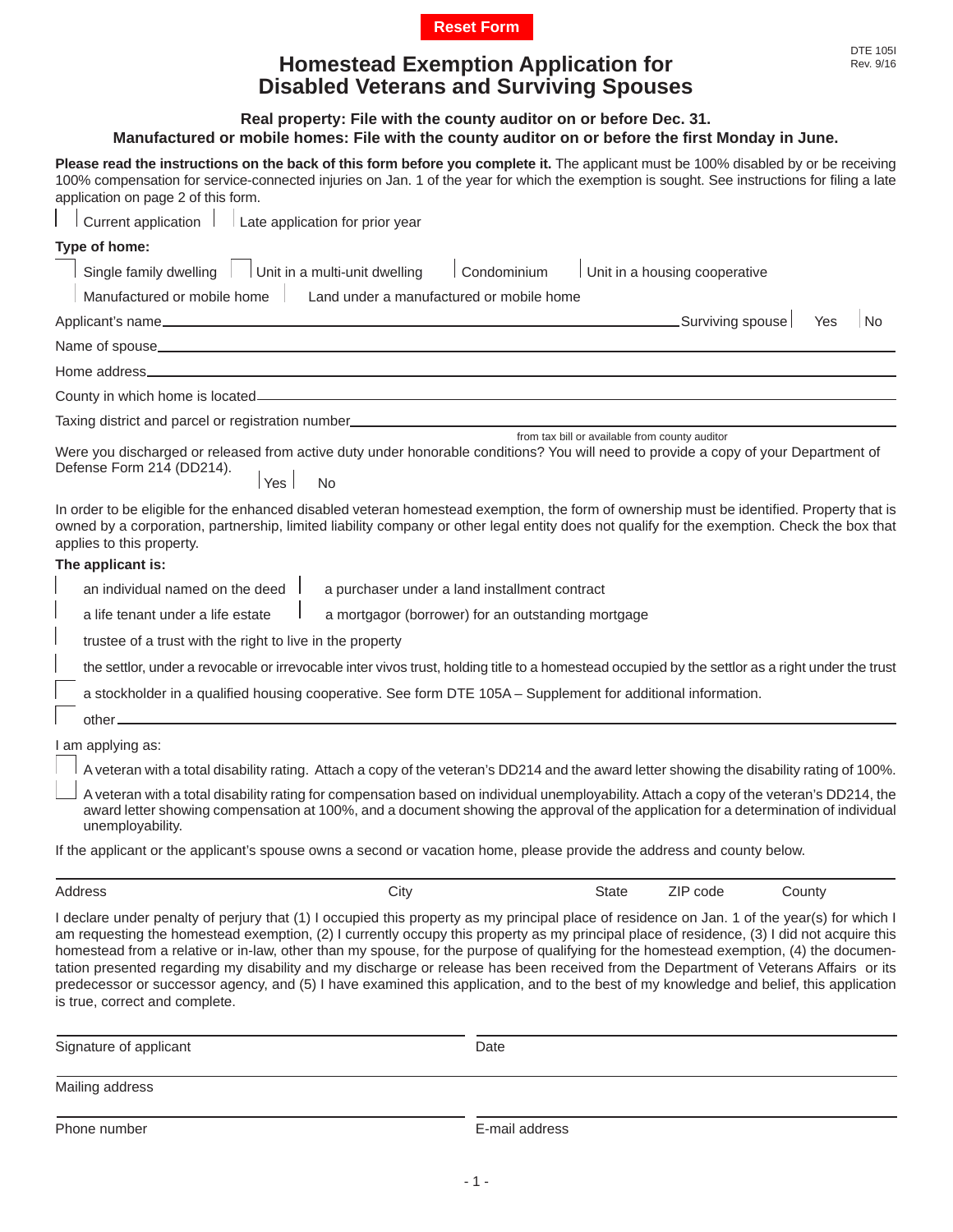Reset Form

DTE 105I
Rev. 9/16

# Homestead Exemption Application for Disabled Veterans and Surviving Spouses

**Real property: File with the county auditor on or before Dec. 31.**
**Manufactured or mobile homes: File with the county auditor on or before the first Monday in June.**

**Please read the instructions on the back of this form before you complete it.** The applicant must be 100% disabled by or be receiving 100% compensation for service-connected injuries on Jan. 1 of the year for which the exemption is sought. See instructions for filing a late application on page 2 of this form.

☐ Current application ☐ Late application for prior year

**Type of home:**

☐ Single family dwelling ☐ Unit in a multi-unit dwelling ☐ Condominium ☐ Unit in a housing cooperative

☐ Manufactured or mobile home ☐ Land under a manufactured or mobile home

Applicant's name\_\_\_\_\_\_\_\_\_\_\_\_\_\_\_\_\_\_\_\_ Surviving spouse ☐ Yes ☐ No

Name of spouse\_\_\_\_\_\_\_\_\_\_\_\_\_\_\_\_\_\_\_\_

Home address\_\_\_\_\_\_\_\_\_\_\_\_\_\_\_\_\_\_\_\_

County in which home is located\_\_\_\_\_\_\_\_\_\_\_\_\_\_\_\_\_\_\_\_

Taxing district and parcel or registration number\_\_\_\_\_\_\_\_\_\_\_\_\_\_\_\_\_\_\_\_
from tax bill or available from county auditor

Were you discharged or released from active duty under honorable conditions? You will need to provide a copy of your Department of Defense Form 214 (DD214). ☐ Yes ☐ No

In order to be eligible for the enhanced disabled veteran homestead exemption, the form of ownership must be identified. Property that is owned by a corporation, partnership, limited liability company or other legal entity does not qualify for the exemption. Check the box that applies to this property.

**The applicant is:**

☐ an individual named on the deed ☐ a purchaser under a land installment contract

☐ a life tenant under a life estate ☐ a mortgagor (borrower) for an outstanding mortgage

☐ trustee of a trust with the right to live in the property

☐ the settlor, under a revocable or irrevocable inter vivos trust, holding title to a homestead occupied by the settlor as a right under the trust

☐ a stockholder in a qualified housing cooperative. See form DTE 105A – Supplement for additional information.

☐ other\_\_\_\_\_\_\_\_\_\_\_\_\_\_\_\_\_\_\_\_

I am applying as:

☐ A veteran with a total disability rating. Attach a copy of the veteran's DD214 and the award letter showing the disability rating of 100%.

☐ A veteran with a total disability rating for compensation based on individual unemployability. Attach a copy of the veteran's DD214, the award letter showing compensation at 100%, and a document showing the approval of the application for a determination of individual unemployability.

If the applicant or the applicant's spouse owns a second or vacation home, please provide the address and county below.

| Address | City | State | ZIP code | County |
|---|---|---|---|---|
| | | | | |

I declare under penalty of perjury that (1) I occupied this property as my principal place of residence on Jan. 1 of the year(s) for which I am requesting the homestead exemption, (2) I currently occupy this property as my principal place of residence, (3) I did not acquire this homestead from a relative or in-law, other than my spouse, for the purpose of qualifying for the homestead exemption, (4) the documentation presented regarding my disability and my discharge or release has been received from the Department of Veterans Affairs or its predecessor or successor agency, and (5) I have examined this application, and to the best of my knowledge and belief, this application is true, correct and complete.

Signature of applicant \_\_\_\_\_\_\_\_\_\_\_\_\_\_\_\_\_\_\_\_ Date \_\_\_\_\_\_\_\_\_\_

Mailing address \_\_\_\_\_\_\_\_\_\_\_\_\_\_\_\_\_\_\_\_

Phone number \_\_\_\_\_\_\_\_\_\_\_\_\_\_\_\_\_\_\_\_ E-mail address \_\_\_\_\_\_\_\_\_\_\_\_\_\_\_\_\_\_\_\_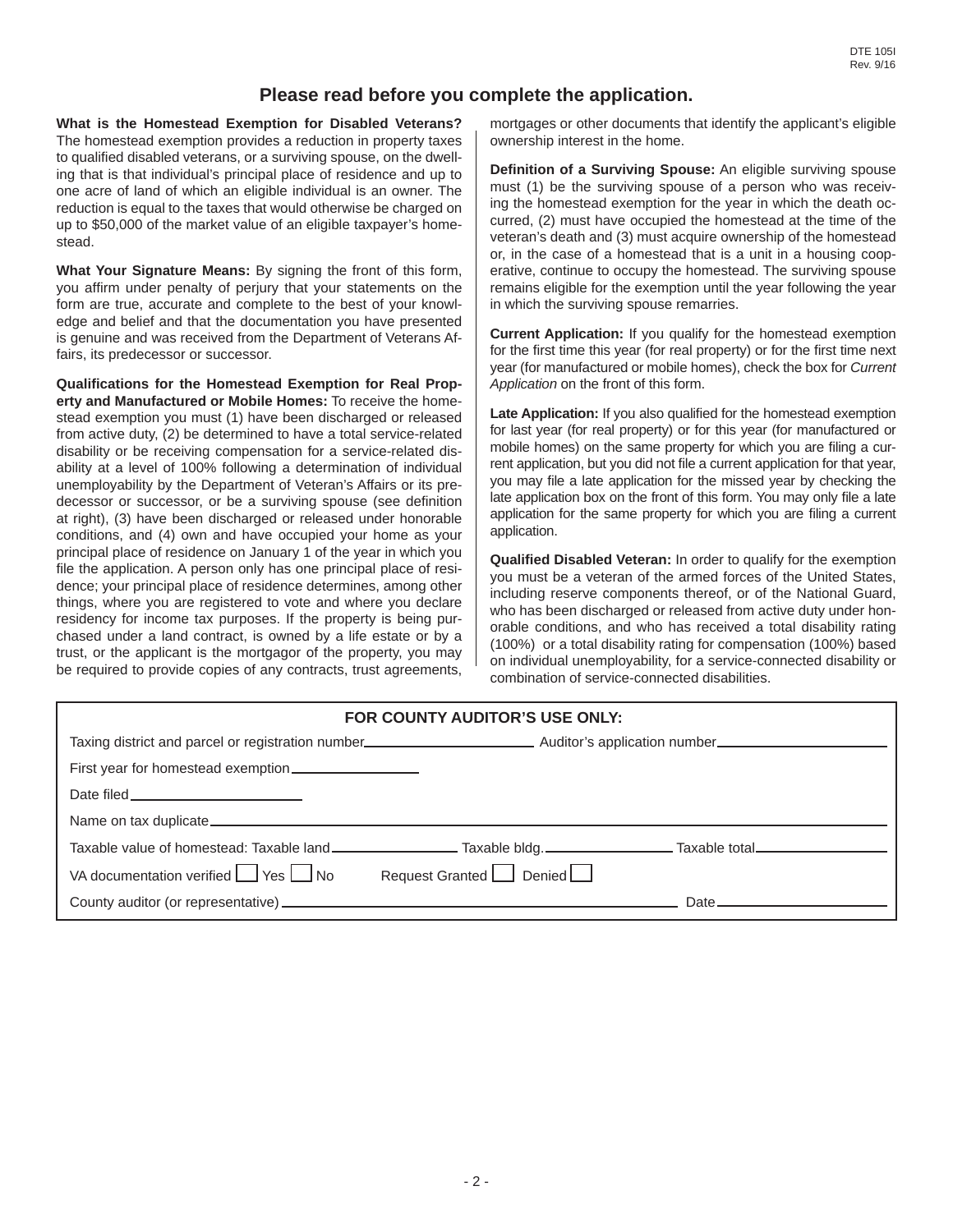DTE 105I
Rev. 9/16

## Please read before you complete the application.

**What is the Homestead Exemption for Disabled Veterans?** The homestead exemption provides a reduction in property taxes to qualified disabled veterans, or a surviving spouse, on the dwelling that is that individual's principal place of residence and up to one acre of land of which an eligible individual is an owner. The reduction is equal to the taxes that would otherwise be charged on up to $50,000 of the market value of an eligible taxpayer's homestead.

**What Your Signature Means:** By signing the front of this form, you affirm under penalty of perjury that your statements on the form are true, accurate and complete to the best of your knowledge and belief and that the documentation you have presented is genuine and was received from the Department of Veterans Affairs, its predecessor or successor.

**Qualifications for the Homestead Exemption for Real Property and Manufactured or Mobile Homes:** To receive the homestead exemption you must (1) have been discharged or released from active duty, (2) be determined to have a total service-related disability or be receiving compensation for a service-related disability at a level of 100% following a determination of individual unemployability by the Department of Veteran's Affairs or its predecessor or successor, or be a surviving spouse (see definition at right), (3) have been discharged or released under honorable conditions, and (4) own and have occupied your home as your principal place of residence on January 1 of the year in which you file the application. A person only has one principal place of residence; your principal place of residence determines, among other things, where you are registered to vote and where you declare residency for income tax purposes. If the property is being purchased under a land contract, is owned by a life estate or by a trust, or the applicant is the mortgagor of the property, you may be required to provide copies of any contracts, trust agreements, mortgages or other documents that identify the applicant's eligible ownership interest in the home.

**Definition of a Surviving Spouse:** An eligible surviving spouse must (1) be the surviving spouse of a person who was receiving the homestead exemption for the year in which the death occurred, (2) must have occupied the homestead at the time of the veteran's death and (3) must acquire ownership of the homestead or, in the case of a homestead that is a unit in a housing cooperative, continue to occupy the homestead. The surviving spouse remains eligible for the exemption until the year following the year in which the surviving spouse remarries.

**Current Application:** If you qualify for the homestead exemption for the first time this year (for real property) or for the first time next year (for manufactured or mobile homes), check the box for *Current Application* on the front of this form.

**Late Application:** If you also qualified for the homestead exemption for last year (for real property) or for this year (for manufactured or mobile homes) on the same property for which you are filing a current application, but you did not file a current application for that year, you may file a late application for the missed year by checking the late application box on the front of this form. You may only file a late application for the same property for which you are filing a current application.

**Qualified Disabled Veteran:** In order to qualify for the exemption you must be a veteran of the armed forces of the United States, including reserve components thereof, or of the National Guard, who has been discharged or released from active duty under honorable conditions, and who has received a total disability rating (100%) or a total disability rating for compensation (100%) based on individual unemployability, for a service-connected disability or combination of service-connected disabilities.

**FOR COUNTY AUDITOR'S USE ONLY:**

Taxing district and parcel or registration number\_\_\_\_\_\_\_\_\_\_ Auditor's application number\_\_\_\_\_\_\_\_\_\_

First year for homestead exemption\_\_\_\_\_\_\_\_\_\_

Date filed\_\_\_\_\_\_\_\_\_\_

Name on tax duplicate\_\_\_\_\_\_\_\_\_\_

Taxable value of homestead: Taxable land\_\_\_\_\_\_\_\_\_\_ Taxable bldg.\_\_\_\_\_\_\_\_\_\_ Taxable total\_\_\_\_\_\_\_\_\_\_

VA documentation verified ☐ Yes ☐ No Request Granted ☐ Denied ☐

County auditor (or representative)\_\_\_\_\_\_\_\_\_\_ Date\_\_\_\_\_\_\_\_\_\_